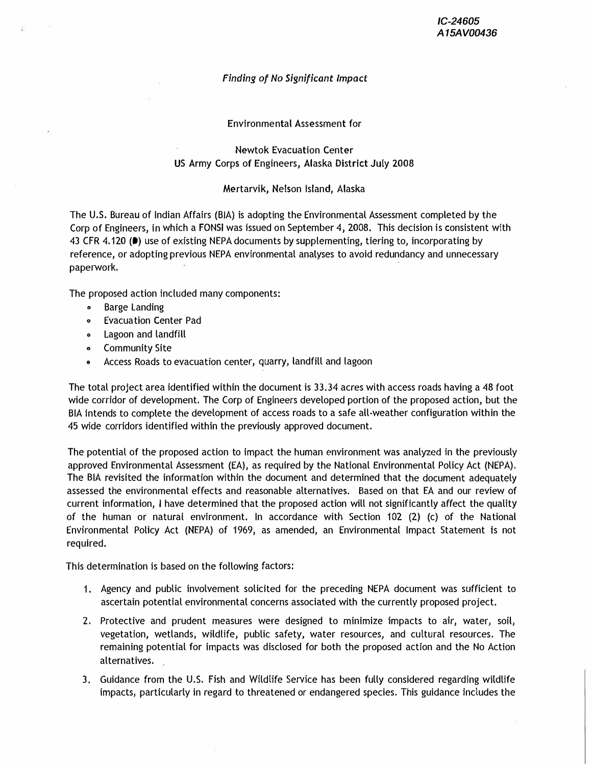IC-24605
A15AV00436

*Finding of No Significant Impact*

Environmental Assessment for

Newtok Evacuation Center
US Army Corps of Engineers, Alaska District July 2008

Mertarvik, Nelson Island, Alaska

The U.S. Bureau of Indian Affairs (BIA) is adopting the Environmental Assessment completed by the Corp of Engineers, in which a FONSI was issued on September 4, 2008. This decision is consistent with 43 CFR 4.120 (b) use of existing NEPA documents by supplementing, tiering to, incorporating by reference, or adopting previous NEPA environmental analyses to avoid redundancy and unnecessary paperwork.

The proposed action included many components:

- Barge Landing
- Evacuation Center Pad
- Lagoon and landfill
- Community Site
- Access Roads to evacuation center, quarry, landfill and lagoon

The total project area identified within the document is 33.34 acres with access roads having a 48 foot wide corridor of development. The Corp of Engineers developed portion of the proposed action, but the BIA intends to complete the development of access roads to a safe all-weather configuration within the 45 wide corridors identified within the previously approved document.

The potential of the proposed action to impact the human environment was analyzed in the previously approved Environmental Assessment (EA), as required by the National Environmental Policy Act (NEPA). The BIA revisited the information within the document and determined that the document adequately assessed the environmental effects and reasonable alternatives. Based on that EA and our review of current information, I have determined that the proposed action will not significantly affect the quality of the human or natural environment. In accordance with Section 102 (2) (c) of the National Environmental Policy Act (NEPA) of 1969, as amended, an Environmental Impact Statement is not required.

This determination is based on the following factors:

1. Agency and public involvement solicited for the preceding NEPA document was sufficient to ascertain potential environmental concerns associated with the currently proposed project.
2. Protective and prudent measures were designed to minimize impacts to air, water, soil, vegetation, wetlands, wildlife, public safety, water resources, and cultural resources. The remaining potential for impacts was disclosed for both the proposed action and the No Action alternatives.
3. Guidance from the U.S. Fish and Wildlife Service has been fully considered regarding wildlife impacts, particularly in regard to threatened or endangered species. This guidance includes the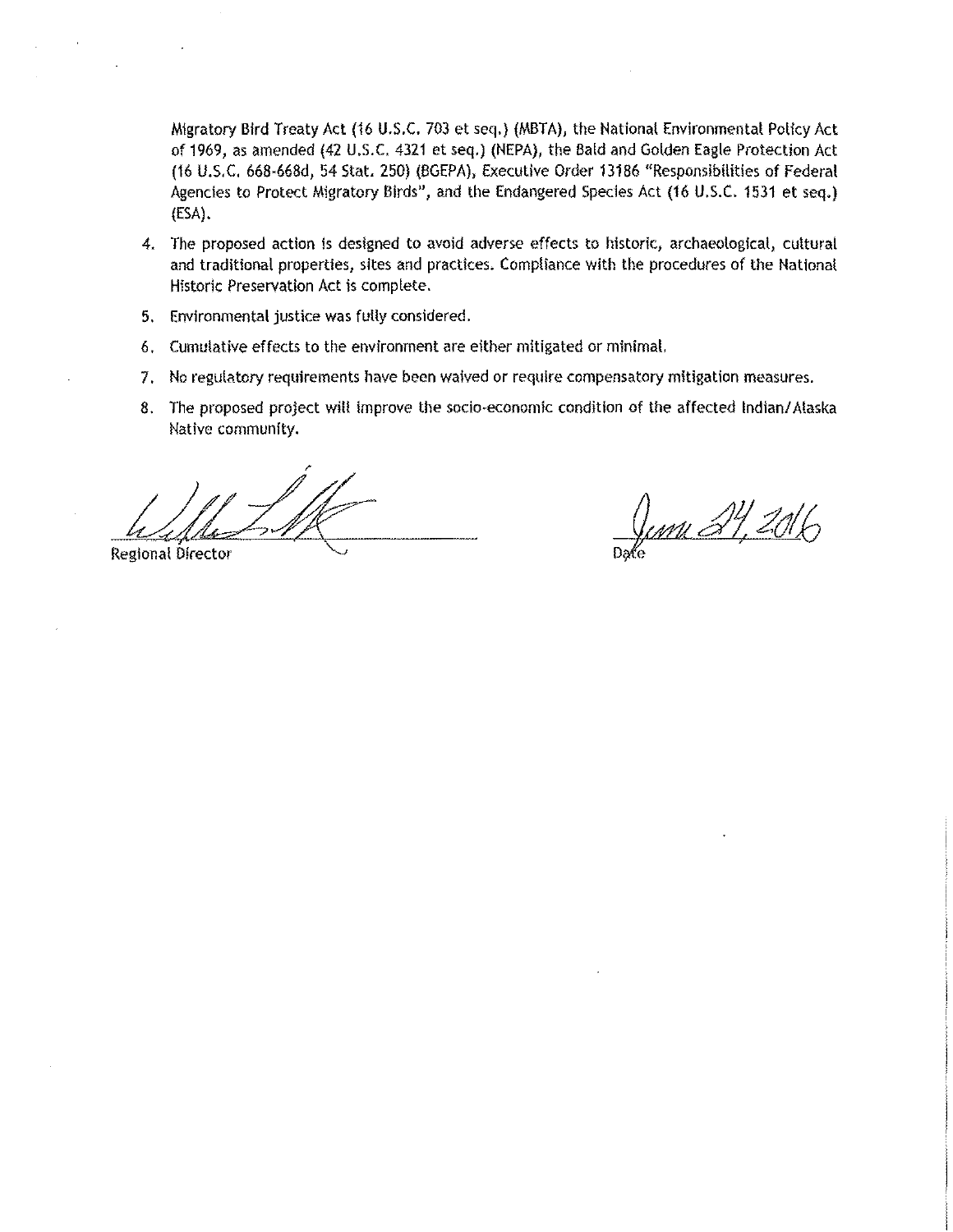Migratory Bird Treaty Act (16 U.S.C. 703 et seq.) (MBTA), the National Environmental Policy Act of 1969, as amended (42 U.S.C. 4321 et seq.) (NEPA), the Bald and Golden Eagle Protection Act (16 U.S.C. 668-668d, 54 Stat. 250) (BGEPA), Executive Order 13186 "Responsibilities of Federal Agencies to Protect Migratory Birds", and the Endangered Species Act (16 U.S.C. 1531 et seq.) (ESA).

4. The proposed action is designed to avoid adverse effects to historic, archaeological, cultural and traditional properties, sites and practices. Compliance with the procedures of the National Historic Preservation Act is complete.
5. Environmental justice was fully considered.
6. Cumulative effects to the environment are either mitigated or minimal.
7. No regulatory requirements have been waived or require compensatory mitigation measures.
8. The proposed project will improve the socio-economic condition of the affected Indian/Alaska Native community.

Regional Director

June 24, 2016
Date